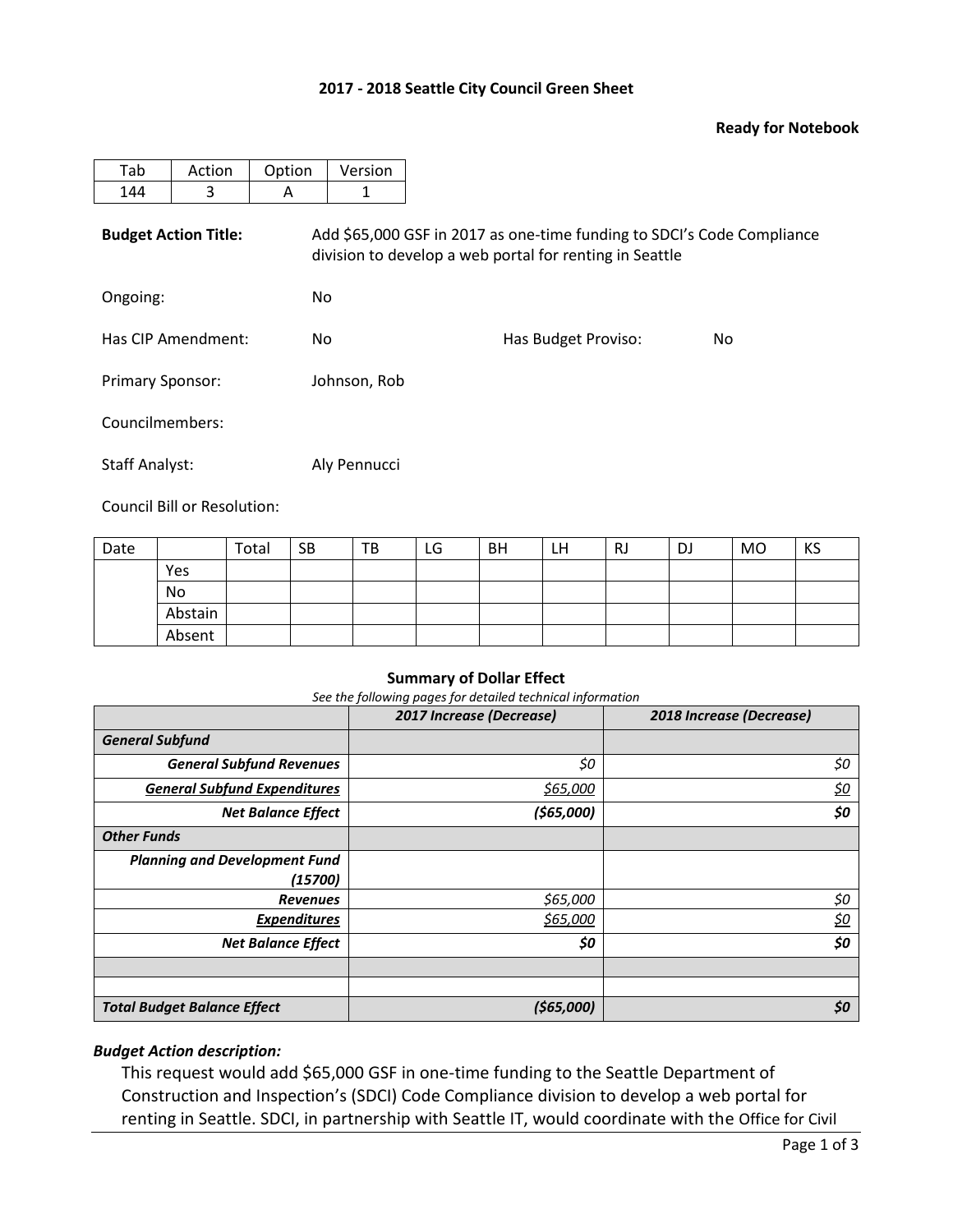## 2017 - 2018 Seattle City Council Green Sheet

**Ready for Notebook**

| Tab | Action | Option | Version |
|---|---|---|---|
| 144 | 3 | A | 1 |

**Budget Action Title:** Add $65,000 GSF in 2017 as one-time funding to SDCI's Code Compliance division to develop a web portal for renting in Seattle

Ongoing: No

Has CIP Amendment: No

Has Budget Proviso: No

Primary Sponsor: Johnson, Rob

Councilmembers:

Staff Analyst: Aly Pennucci

Council Bill or Resolution:

| Date | | Total | SB | TB | LG | BH | LH | RJ | DJ | MO | KS |
|---|---|---|---|---|---|---|---|---|---|---|---|
| | Yes | | | | | | | | | | |
| | No | | | | | | | | | | |
| | Abstain | | | | | | | | | | |
| | Absent | | | | | | | | | | |

**Summary of Dollar Effect**

*See the following pages for detailed technical information*

| | *2017 Increase (Decrease)* | *2018 Increase (Decrease)* |
|---|---|---|
| ***General Subfund*** | | |
| ***General Subfund Revenues*** | *$0* | *$0* |
| ***General Subfund Expenditures*** | *$65,000* | *$0* |
| ***Net Balance Effect*** | ***($65,000)*** | ***$0*** |
| ***Other Funds*** | | |
| ***Planning and Development Fund (15700)*** | | |
| ***Revenues*** | *$65,000* | *$0* |
| ***Expenditures*** | *$65,000* | *$0* |
| ***Net Balance Effect*** | ***$0*** | ***$0*** |
| | | |
| | | |
| ***Total Budget Balance Effect*** | ***($65,000)*** | ***$0*** |

***Budget Action description:***

This request would add $65,000 GSF in one-time funding to the Seattle Department of Construction and Inspection's (SDCI) Code Compliance division to develop a web portal for renting in Seattle. SDCI, in partnership with Seattle IT, would coordinate with the Office for Civil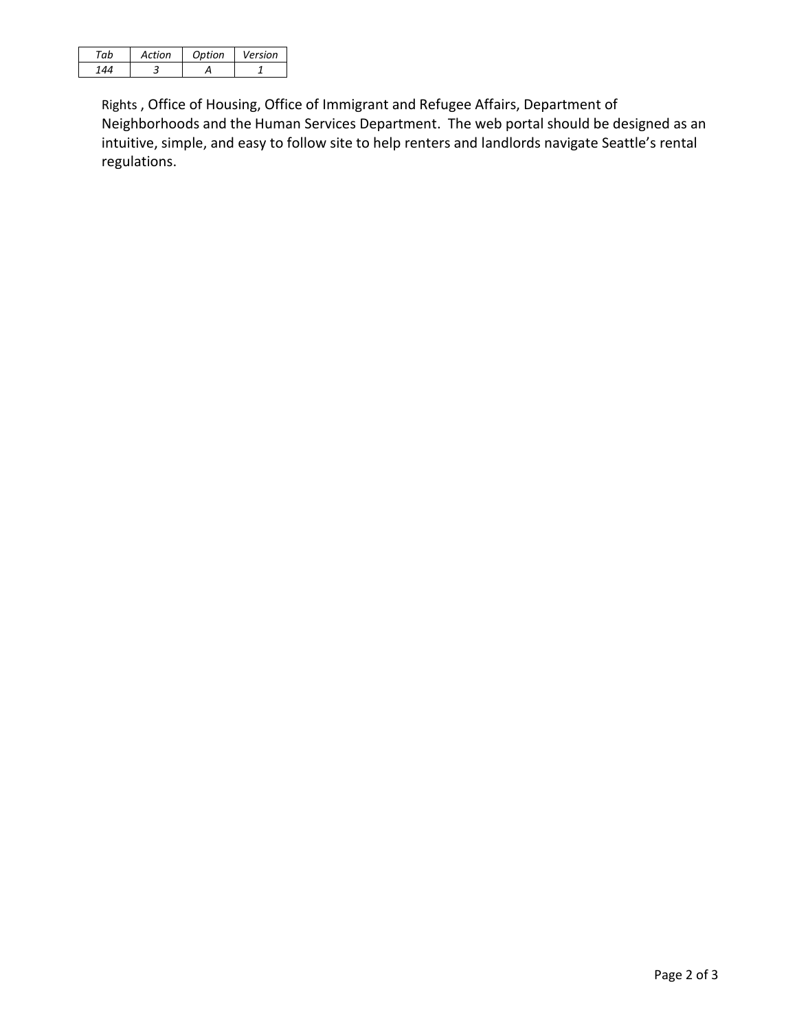| Tab | Action | Option | Version |
| --- | --- | --- | --- |
| 144 | 3 | A | 1 |

Rights , Office of Housing, Office of Immigrant and Refugee Affairs, Department of Neighborhoods and the Human Services Department. The web portal should be designed as an intuitive, simple, and easy to follow site to help renters and landlords navigate Seattle's rental regulations.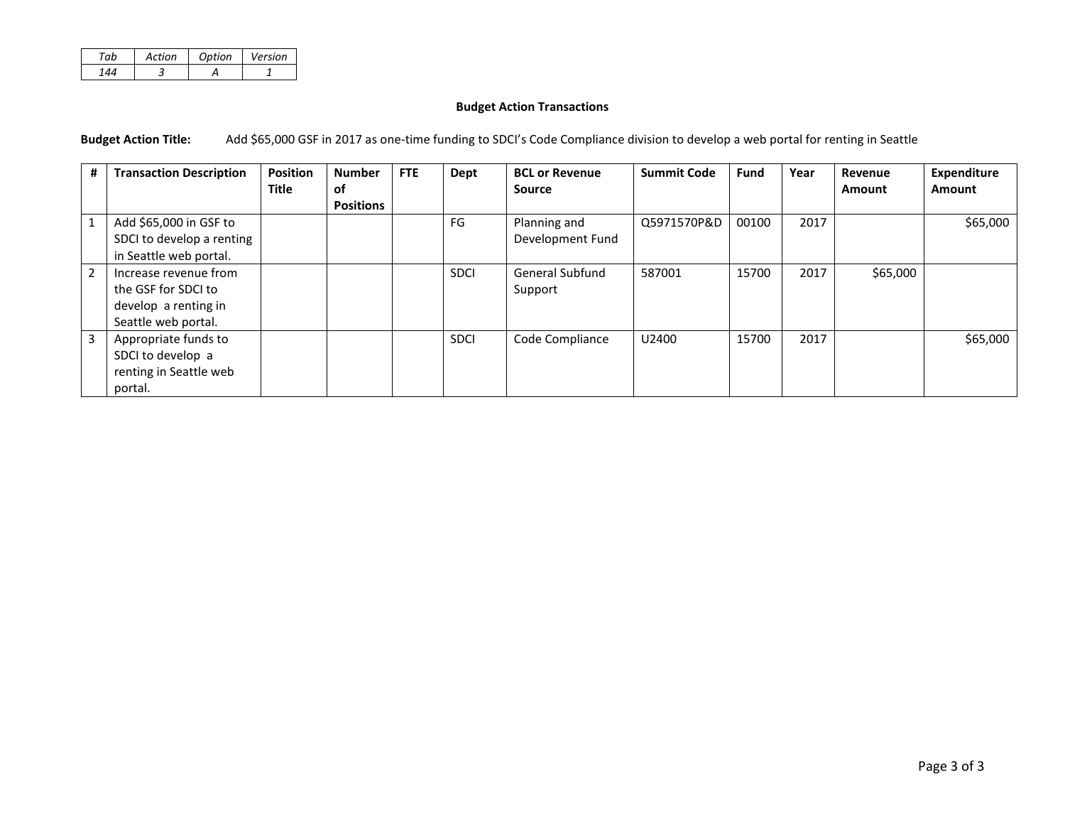| Tab | Action | Option | Version |
|---|---|---|---|
| *144* | *3* | *A* | *1* |

**Budget Action Transactions**

**Budget Action Title:** Add $65,000 GSF in 2017 as one-time funding to SDCI's Code Compliance division to develop a web portal for renting in Seattle

| # | Transaction Description | Position Title | Number of Positions | FTE | Dept | BCL or Revenue Source | Summit Code | Fund | Year | Revenue Amount | Expenditure Amount |
|---|---|---|---|---|---|---|---|---|---|---|---|
| 1 | Add $65,000 in GSF to SDCI to develop a renting in Seattle web portal. | | | | FG | Planning and Development Fund | Q5971570P&D | 00100 | 2017 | | $65,000 |
| 2 | Increase revenue from the GSF for SDCI to develop a renting in Seattle web portal. | | | | SDCI | General Subfund Support | 587001 | 15700 | 2017 | $65,000 | |
| 3 | Appropriate funds to SDCI to develop a renting in Seattle web portal. | | | | SDCI | Code Compliance | U2400 | 15700 | 2017 | | $65,000 |